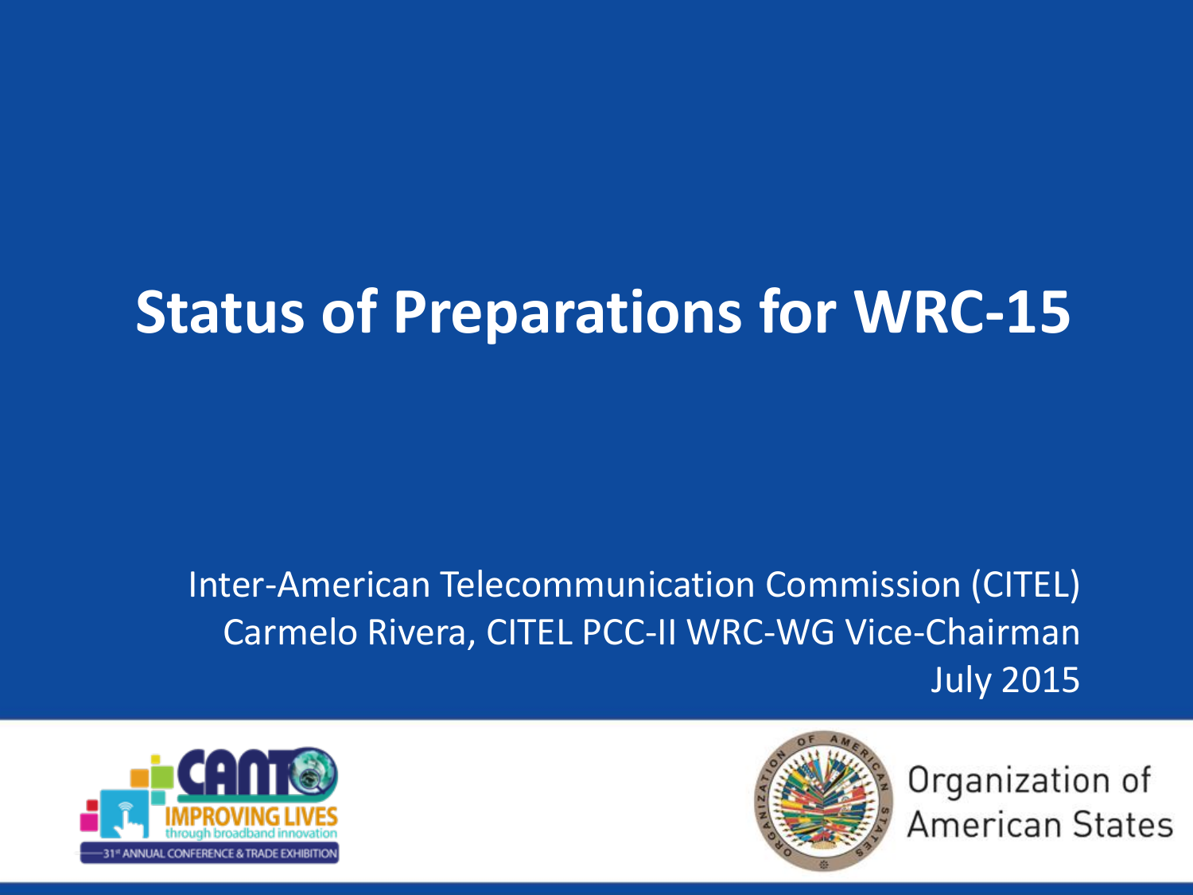# Status of Preparations for WRC-15

Inter-American Telecommunication Commission (CITEL)
Carmelo Rivera, CITEL PCC-II WRC-WG Vice-Chairman
July 2015

CANTO IMPROVING LIVES through broadband innovation
31st ANNUAL CONFERENCE & TRADE EXHIBITION

Organization of American States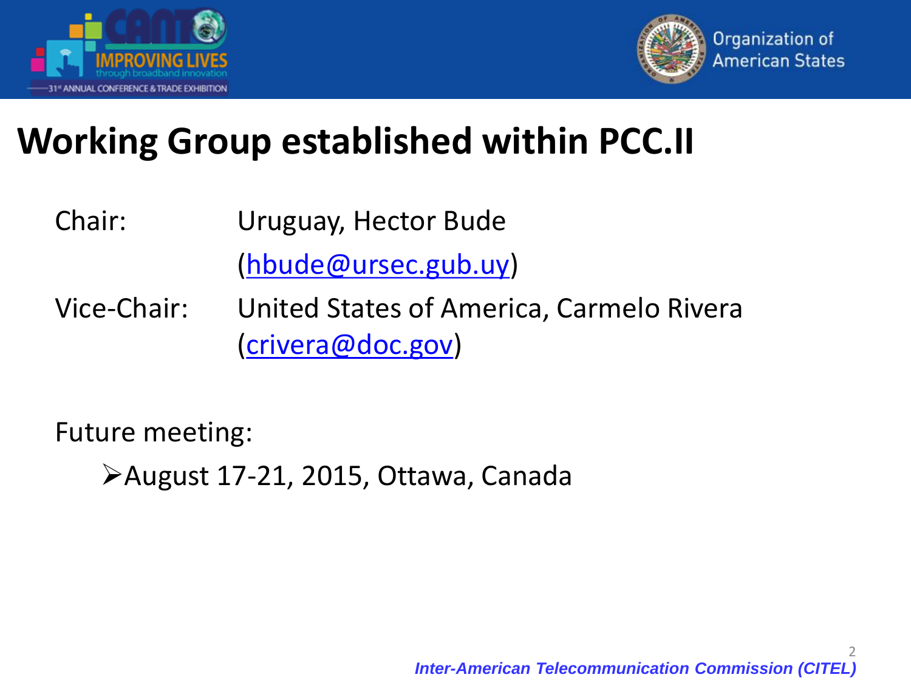# Working Group established within PCC.II

Chair: Uruguay, Hector Bude (hbude@ursec.gub.uy)

Vice-Chair: United States of America, Carmelo Rivera (crivera@doc.gov)

Future meeting:

- August 17-21, 2015, Ottawa, Canada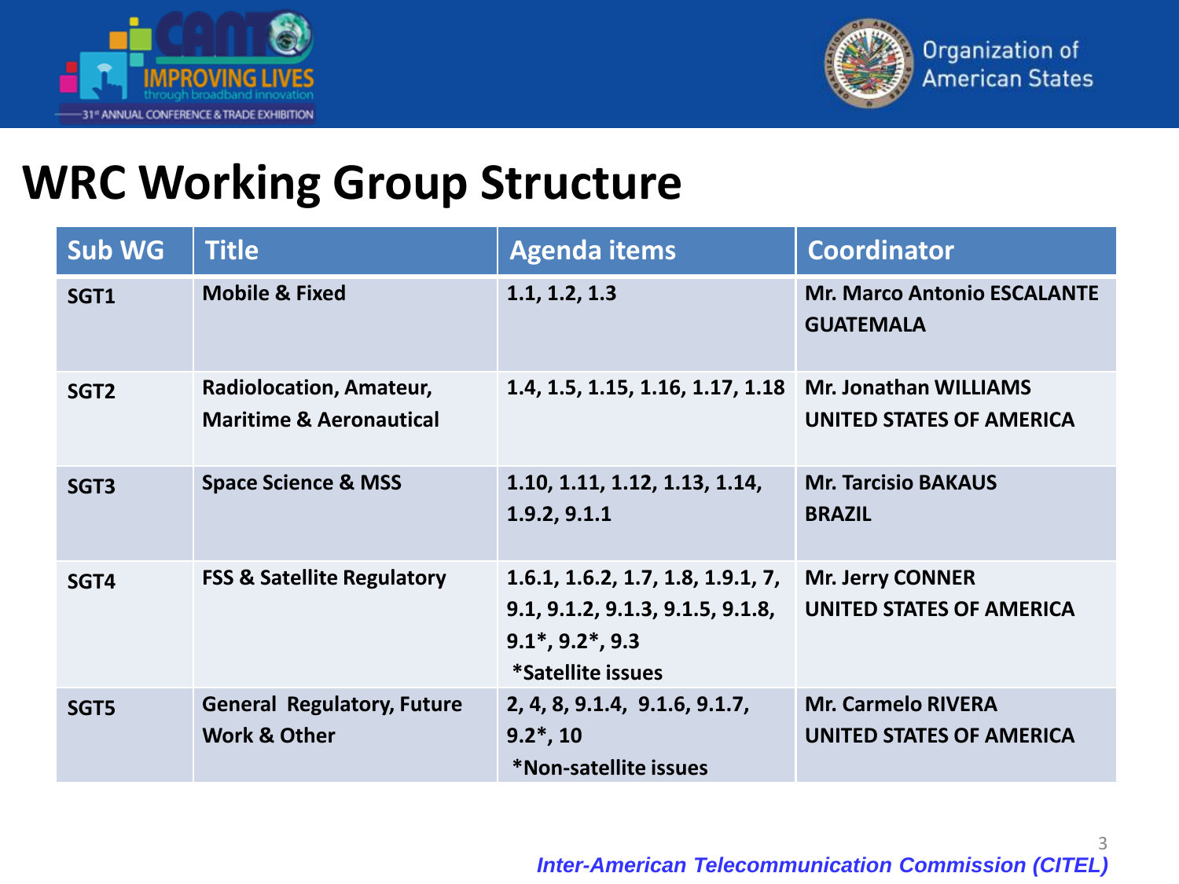# WRC Working Group Structure

| Sub WG | Title | Agenda items | Coordinator |
|---|---|---|---|
| SGT1 | Mobile & Fixed | 1.1, 1.2, 1.3 | Mr. Marco Antonio ESCALANTE<br>GUATEMALA |
| SGT2 | Radiolocation, Amateur, Maritime & Aeronautical | 1.4, 1.5, 1.15, 1.16, 1.17, 1.18 | Mr. Jonathan WILLIAMS<br>UNITED STATES OF AMERICA |
| SGT3 | Space Science & MSS | 1.10, 1.11, 1.12, 1.13, 1.14, 1.9.2, 9.1.1 | Mr. Tarcisio BAKAUS<br>BRAZIL |
| SGT4 | FSS & Satellite Regulatory | 1.6.1, 1.6.2, 1.7, 1.8, 1.9.1, 7, 9.1, 9.1.2, 9.1.3, 9.1.5, 9.1.8, 9.1*, 9.2*, 9.3<br>*Satellite issues | Mr. Jerry CONNER<br>UNITED STATES OF AMERICA |
| SGT5 | General Regulatory, Future Work & Other | 2, 4, 8, 9.1.4, 9.1.6, 9.1.7, 9.2*, 10<br>*Non-satellite issues | Mr. Carmelo RIVERA<br>UNITED STATES OF AMERICA |

*Inter-American Telecommunication Commission (CITEL)*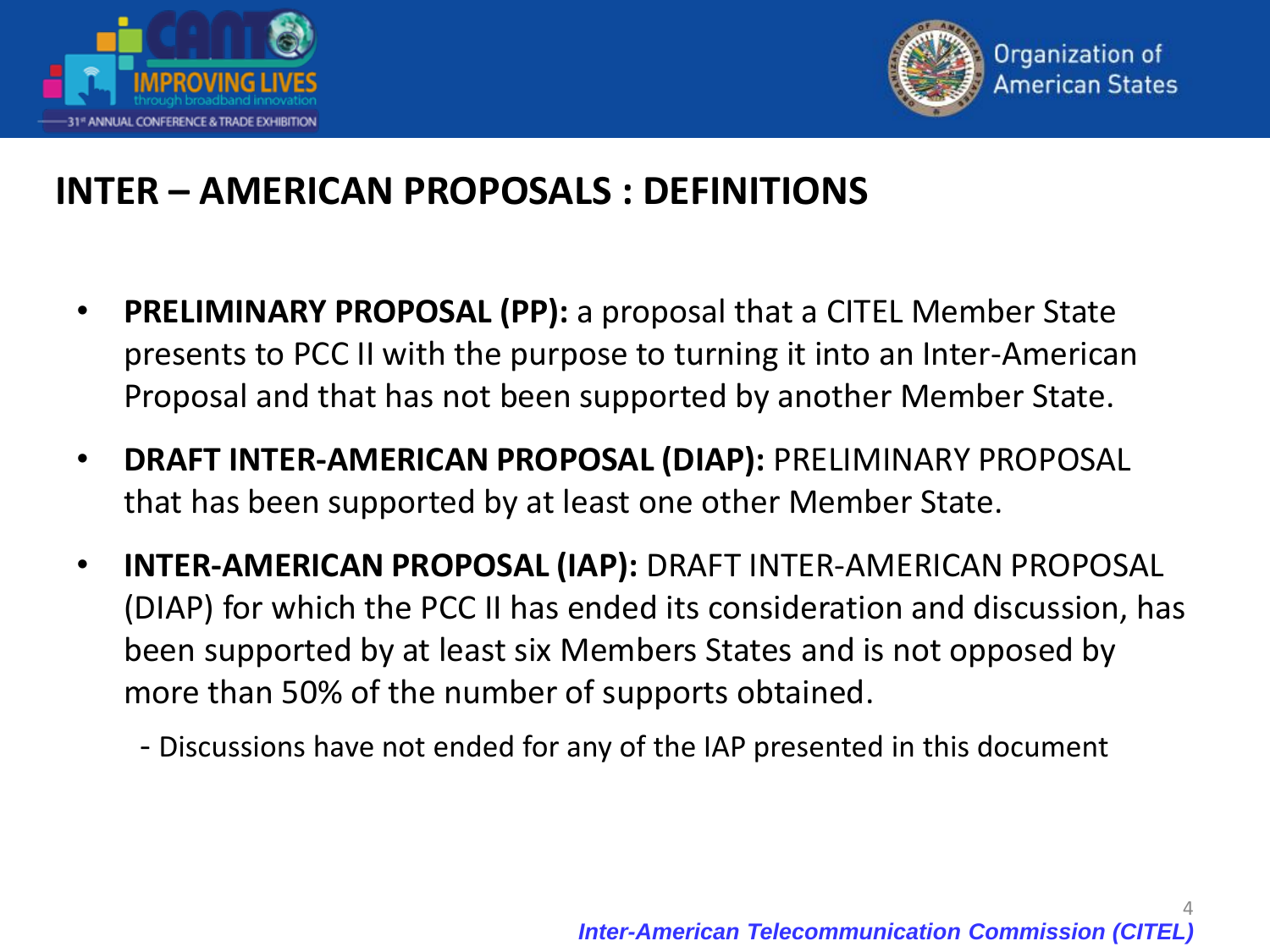# INTER – AMERICAN PROPOSALS : DEFINITIONS

- **PRELIMINARY PROPOSAL (PP):** a proposal that a CITEL Member State presents to PCC II with the purpose to turning it into an Inter-American Proposal and that has not been supported by another Member State.
- **DRAFT INTER-AMERICAN PROPOSAL (DIAP):** PRELIMINARY PROPOSAL that has been supported by at least one other Member State.
- **INTER-AMERICAN PROPOSAL (IAP):** DRAFT INTER-AMERICAN PROPOSAL (DIAP) for which the PCC II has ended its consideration and discussion, has been supported by at least six Members States and is not opposed by more than 50% of the number of supports obtained.

  - Discussions have not ended for any of the IAP presented in this document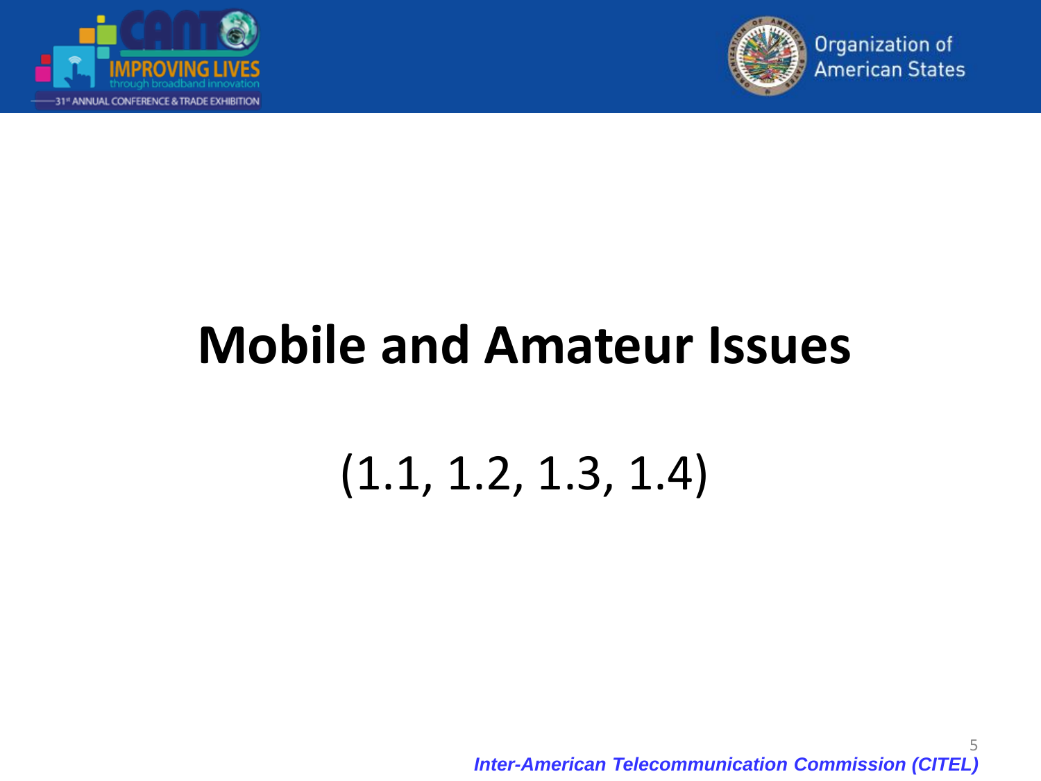# Mobile and Amateur Issues

(1.1, 1.2, 1.3, 1.4)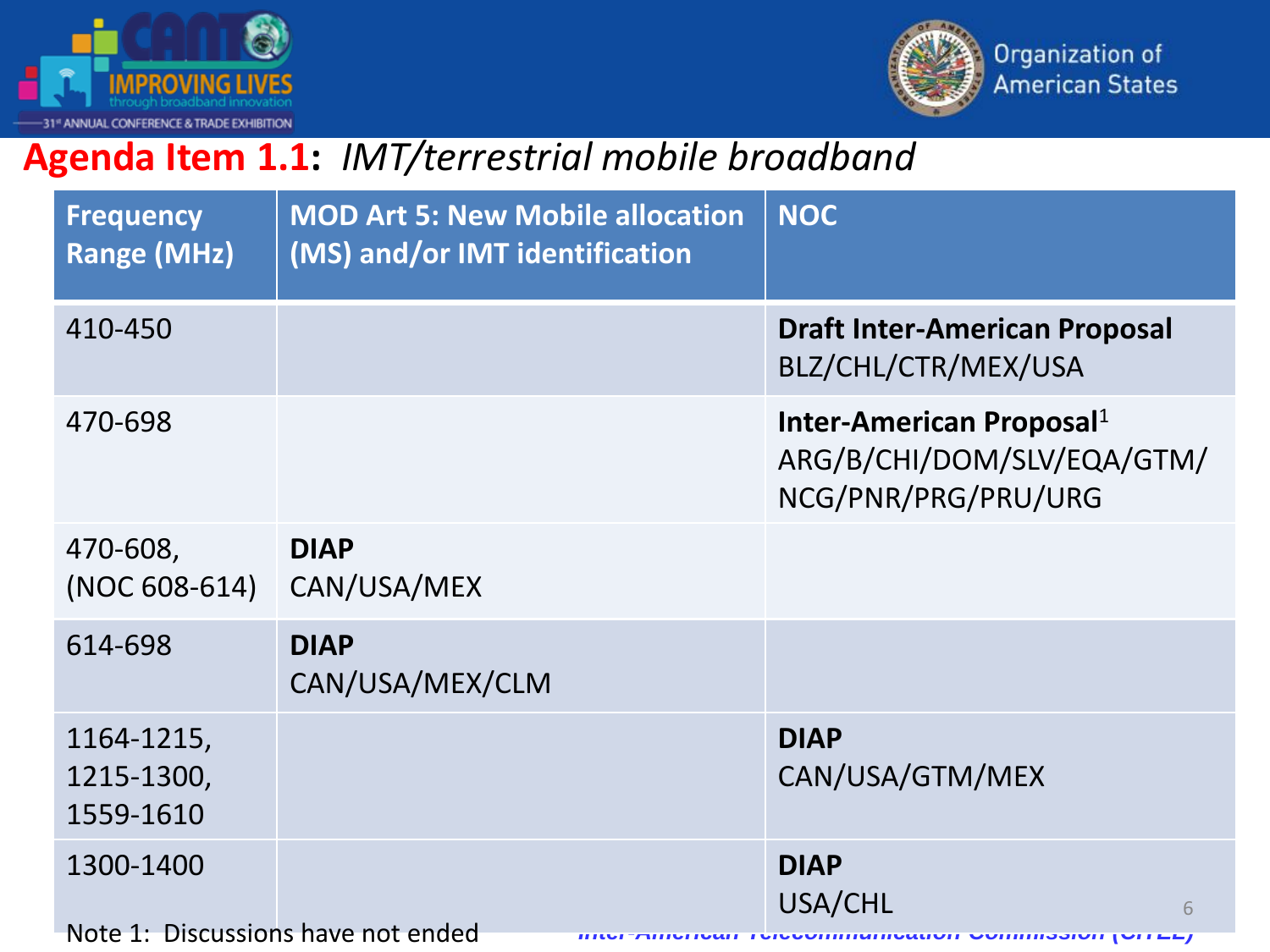# **Agenda Item 1.1:** *IMT/terrestrial mobile broadband*

| Frequency Range (MHz) | MOD Art 5: New Mobile allocation (MS) and/or IMT identification | NOC |
|---|---|---|
| 410-450 | | **Draft Inter-American Proposal** BLZ/CHL/CTR/MEX/USA |
| 470-698 | | **Inter-American Proposal**[1] ARG/B/CHI/DOM/SLV/EQA/GTM/ NCG/PNR/PRG/PRU/URG |
| 470-608, (NOC 608-614) | **DIAP** CAN/USA/MEX | |
| 614-698 | **DIAP** CAN/USA/MEX/CLM | |
| 1164-1215, 1215-1300, 1559-1610 | | **DIAP** CAN/USA/GTM/MEX |
| 1300-1400 | | **DIAP** USA/CHL |

Note 1: Discussions have not ended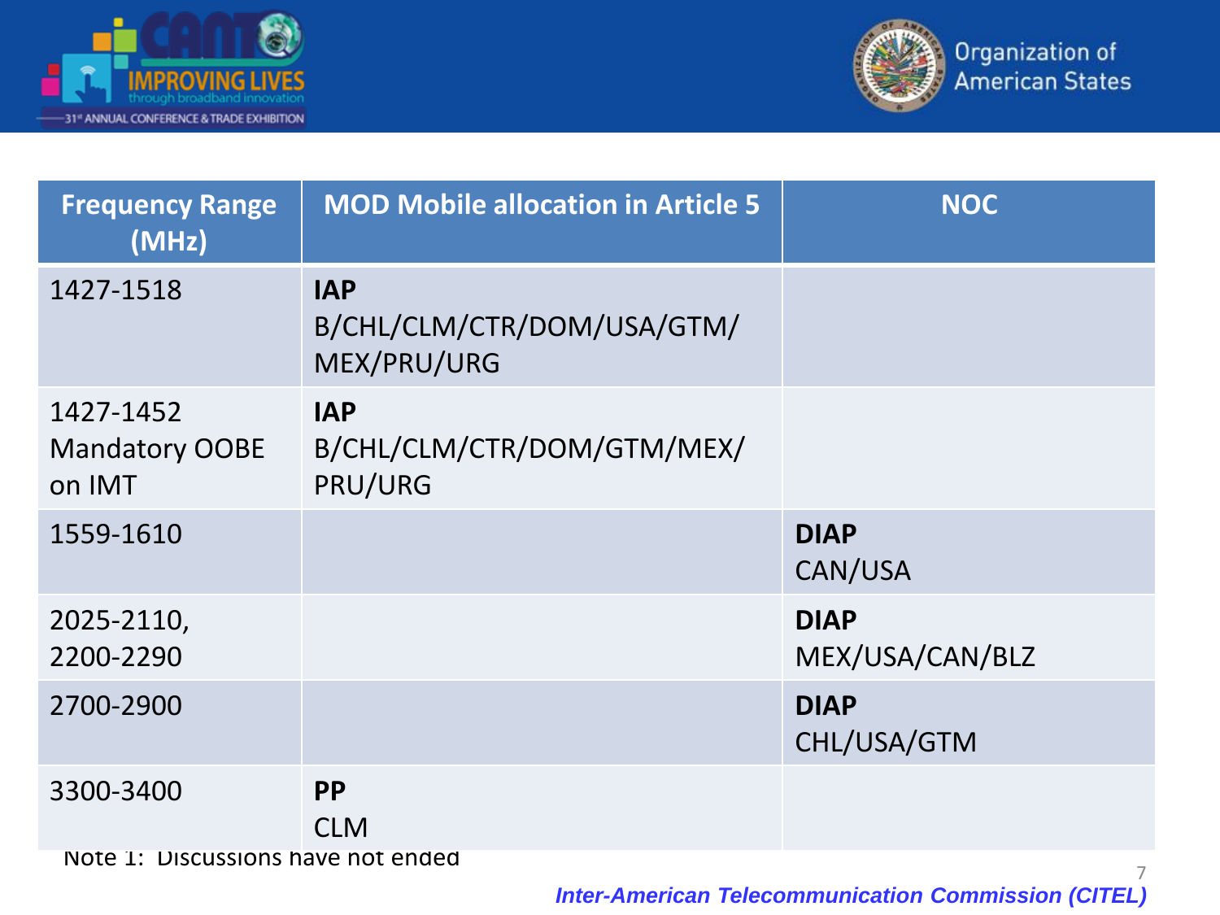| Frequency Range (MHz) | MOD Mobile allocation in Article 5 | NOC |
| --- | --- | --- |
| 1427-1518 | **IAP** B/CHL/CLM/CTR/DOM/USA/GTM/MEX/PRU/URG | |
| 1427-1452 Mandatory OOBE on IMT | **IAP** B/CHL/CLM/CTR/DOM/GTM/MEX/PRU/URG | |
| 1559-1610 | | **DIAP** CAN/USA |
| 2025-2110, 2200-2290 | | **DIAP** MEX/USA/CAN/BLZ |
| 2700-2900 | | **DIAP** CHL/USA/GTM |
| 3300-3400 | **PP** CLM | |

Note 1: Discussions have not ended

*Inter-American Telecommunication Commission (CITEL)*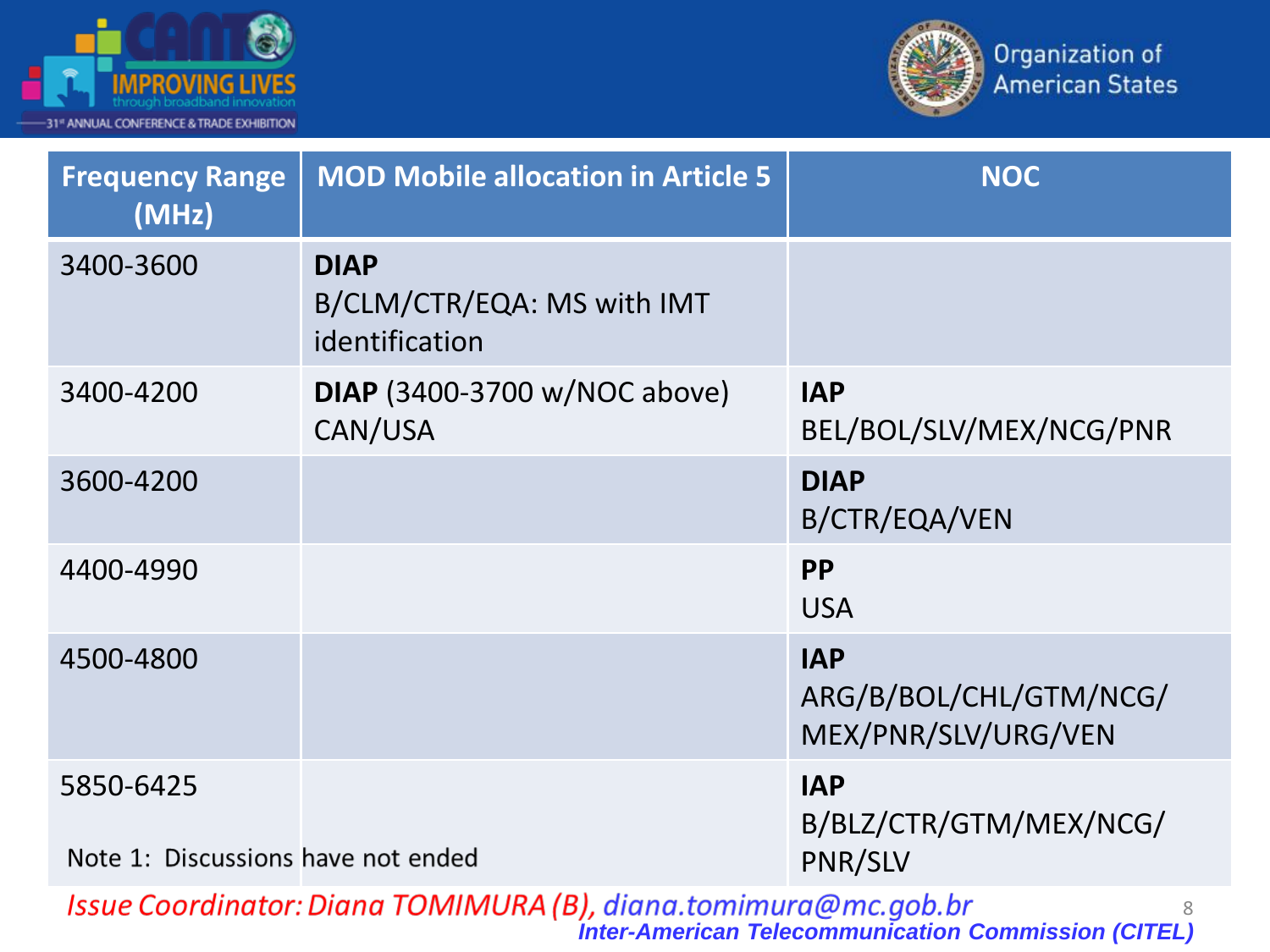| Frequency Range (MHz) | MOD Mobile allocation in Article 5 | NOC |
|---|---|---|
| 3400-3600 | **DIAP** B/CLM/CTR/EQA: MS with IMT identification | |
| 3400-4200 | **DIAP** (3400-3700 w/NOC above) CAN/USA | **IAP** BEL/BOL/SLV/MEX/NCG/PNR |
| 3600-4200 | | **DIAP** B/CTR/EQA/VEN |
| 4400-4990 | | **PP** USA |
| 4500-4800 | | **IAP** ARG/B/BOL/CHL/GTM/NCG/ MEX/PNR/SLV/URG/VEN |
| 5850-6425 | | **IAP** B/BLZ/CTR/GTM/MEX/NCG/ PNR/SLV |

Note 1: Discussions have not ended

*Issue Coordinator: Diana TOMIMURA (B), diana.tomimura@mc.gob.br*

*Inter-American Telecommunication Commission (CITEL)*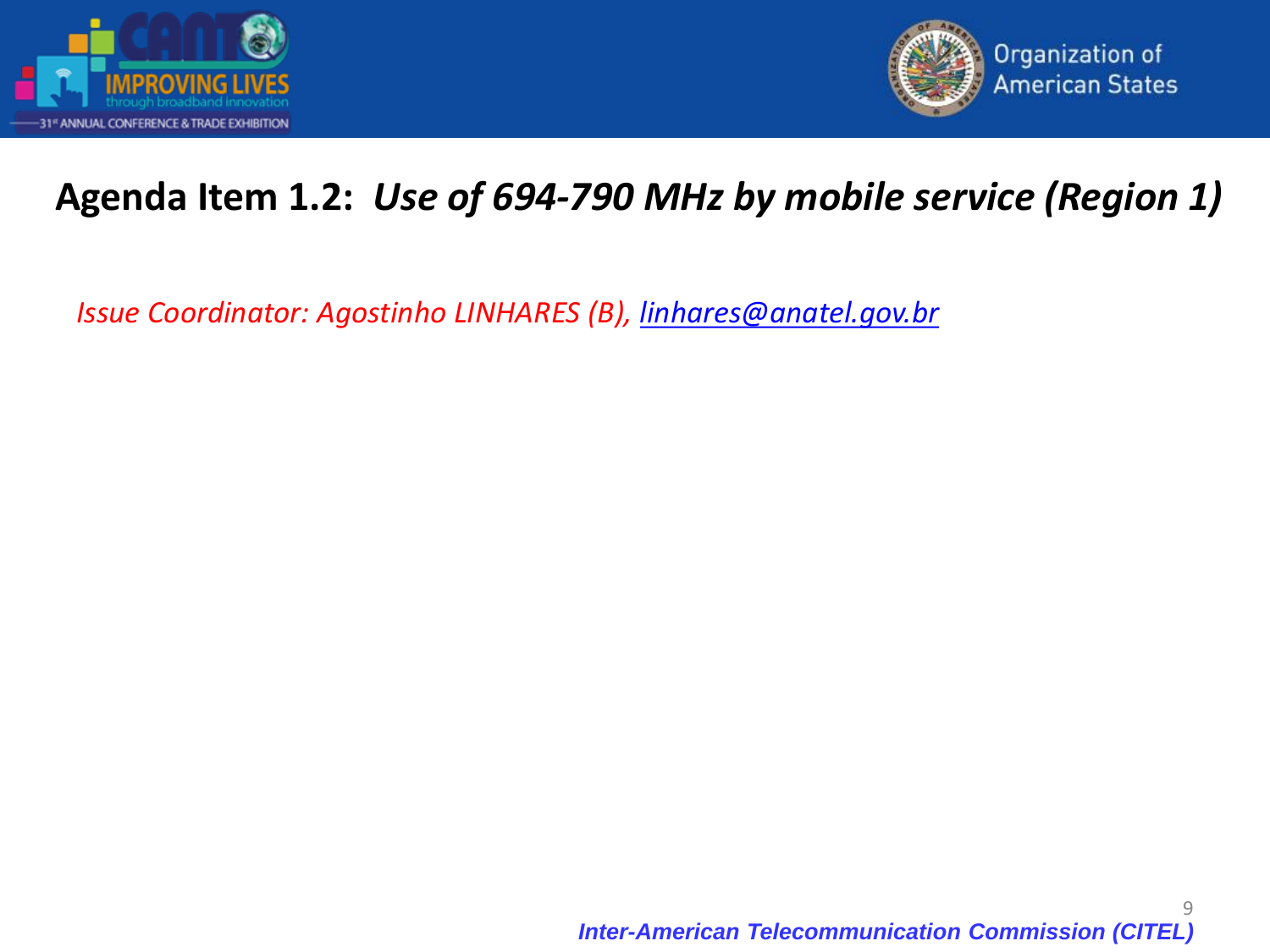## Agenda Item 1.2: *Use of 694-790 MHz by mobile service (Region 1)*

*Issue Coordinator: Agostinho LINHARES (B), [linhares@anatel.gov.br](mailto:linhares@anatel.gov.br)*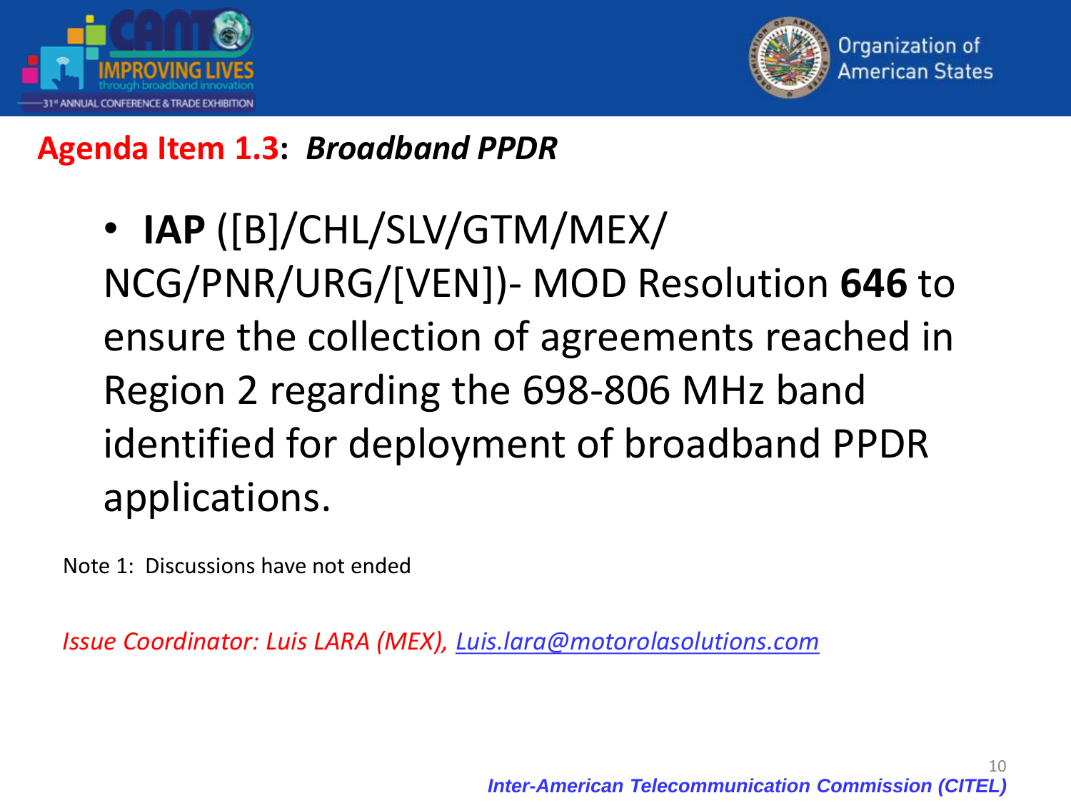## **Agenda Item 1.3:** ***Broadband PPDR***

- **IAP** ([B]/CHL/SLV/GTM/MEX/ NCG/PNR/URG/[VEN])- MOD Resolution **646** to ensure the collection of agreements reached in Region 2 regarding the 698-806 MHz band identified for deployment of broadband PPDR applications.

Note 1: Discussions have not ended

*Issue Coordinator: Luis LARA (MEX), Luis.lara@motorolasolutions.com*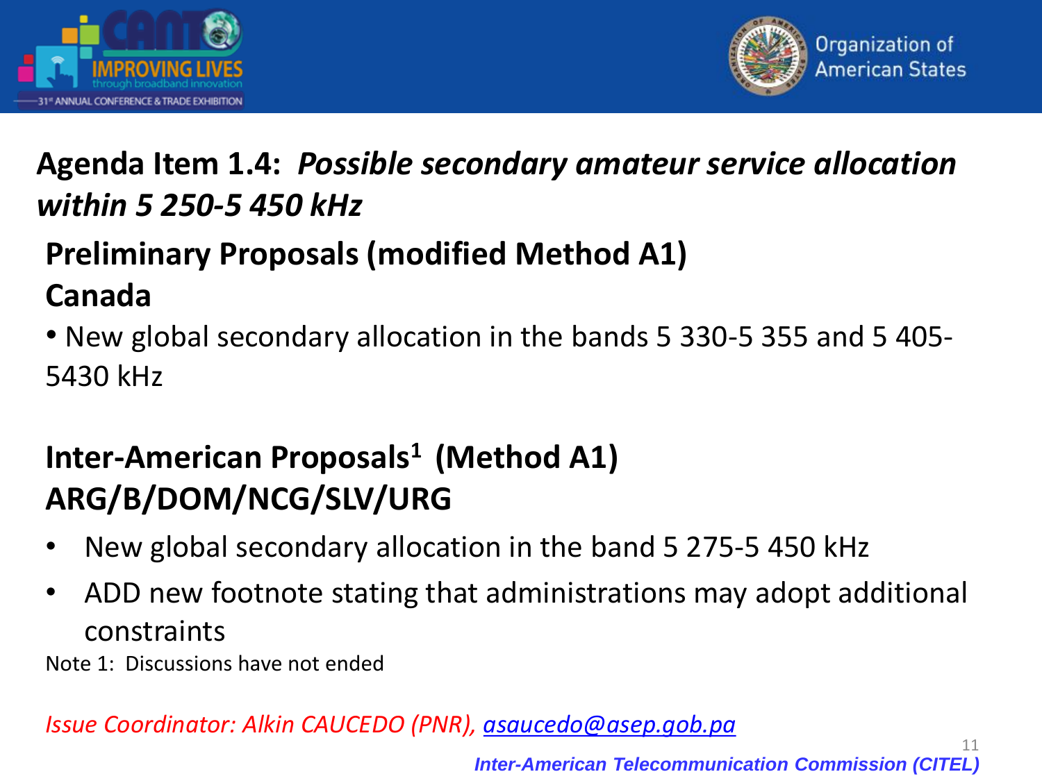## Agenda Item 1.4: *Possible secondary amateur service allocation within 5 250-5 450 kHz*

### Preliminary Proposals (modified Method A1)

### Canada

- New global secondary allocation in the bands 5 330-5 355 and 5 405-5430 kHz

### Inter-American Proposals[1] (Method A1)

### ARG/B/DOM/NCG/SLV/URG

- New global secondary allocation in the band 5 275-5 450 kHz
- ADD new footnote stating that administrations may adopt additional constraints

Note 1: Discussions have not ended

*Issue Coordinator: Alkin CAUCEDO (PNR), asaucedo@asep.gob.pa*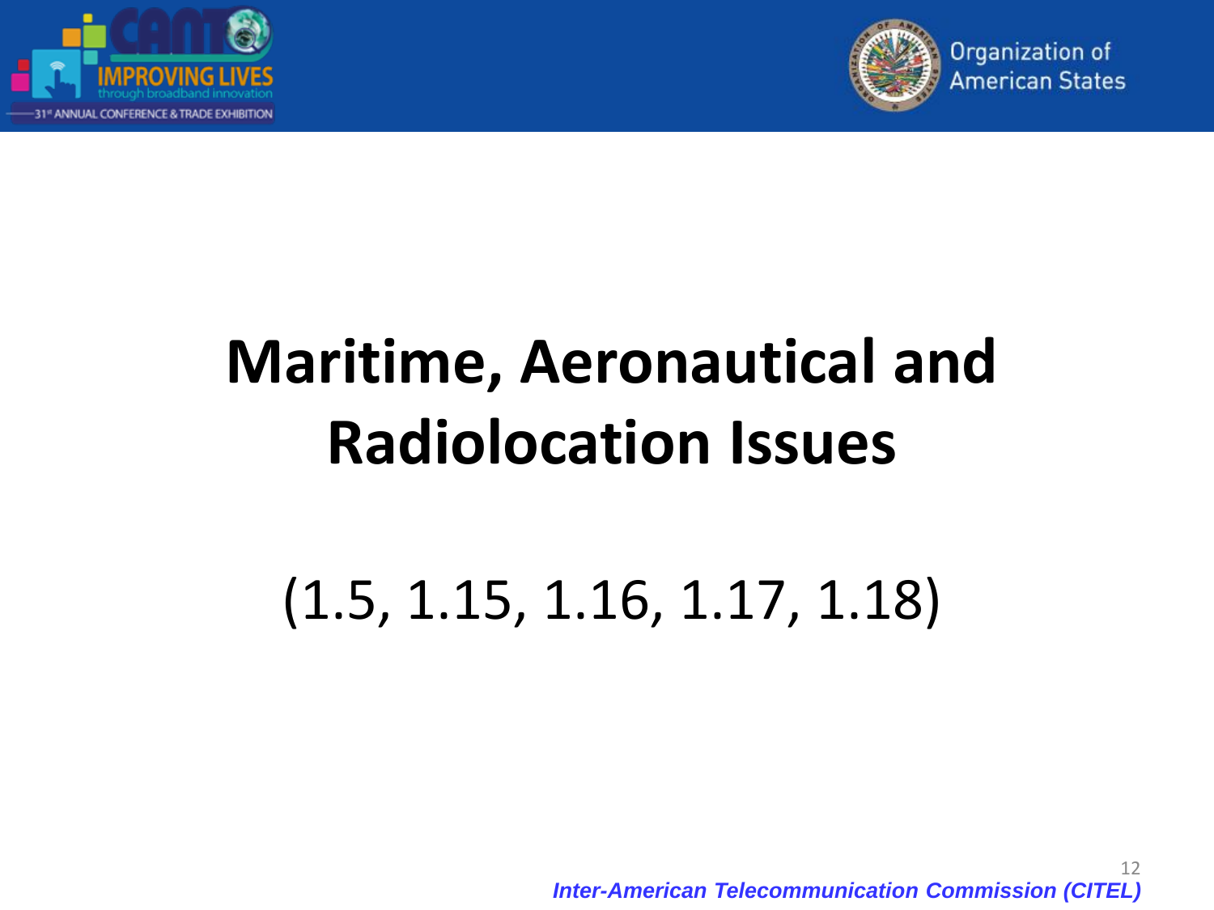# Maritime, Aeronautical and Radiolocation Issues

(1.5, 1.15, 1.16, 1.17, 1.18)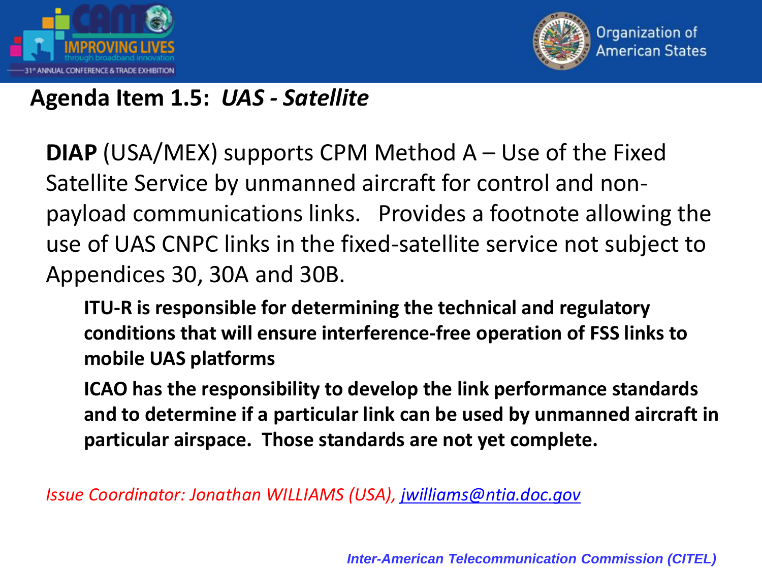## Agenda Item 1.5: *UAS - Satellite*

**DIAP** (USA/MEX) supports CPM Method A – Use of the Fixed Satellite Service by unmanned aircraft for control and non-payload communications links. Provides a footnote allowing the use of UAS CNPC links in the fixed-satellite service not subject to Appendices 30, 30A and 30B.

**ITU-R is responsible for determining the technical and regulatory conditions that will ensure interference-free operation of FSS links to mobile UAS platforms**

**ICAO has the responsibility to develop the link performance standards and to determine if a particular link can be used by unmanned aircraft in particular airspace. Those standards are not yet complete.**

*Issue Coordinator: Jonathan WILLIAMS (USA), [jwilliams@ntia.doc.gov](mailto:jwilliams@ntia.doc.gov)*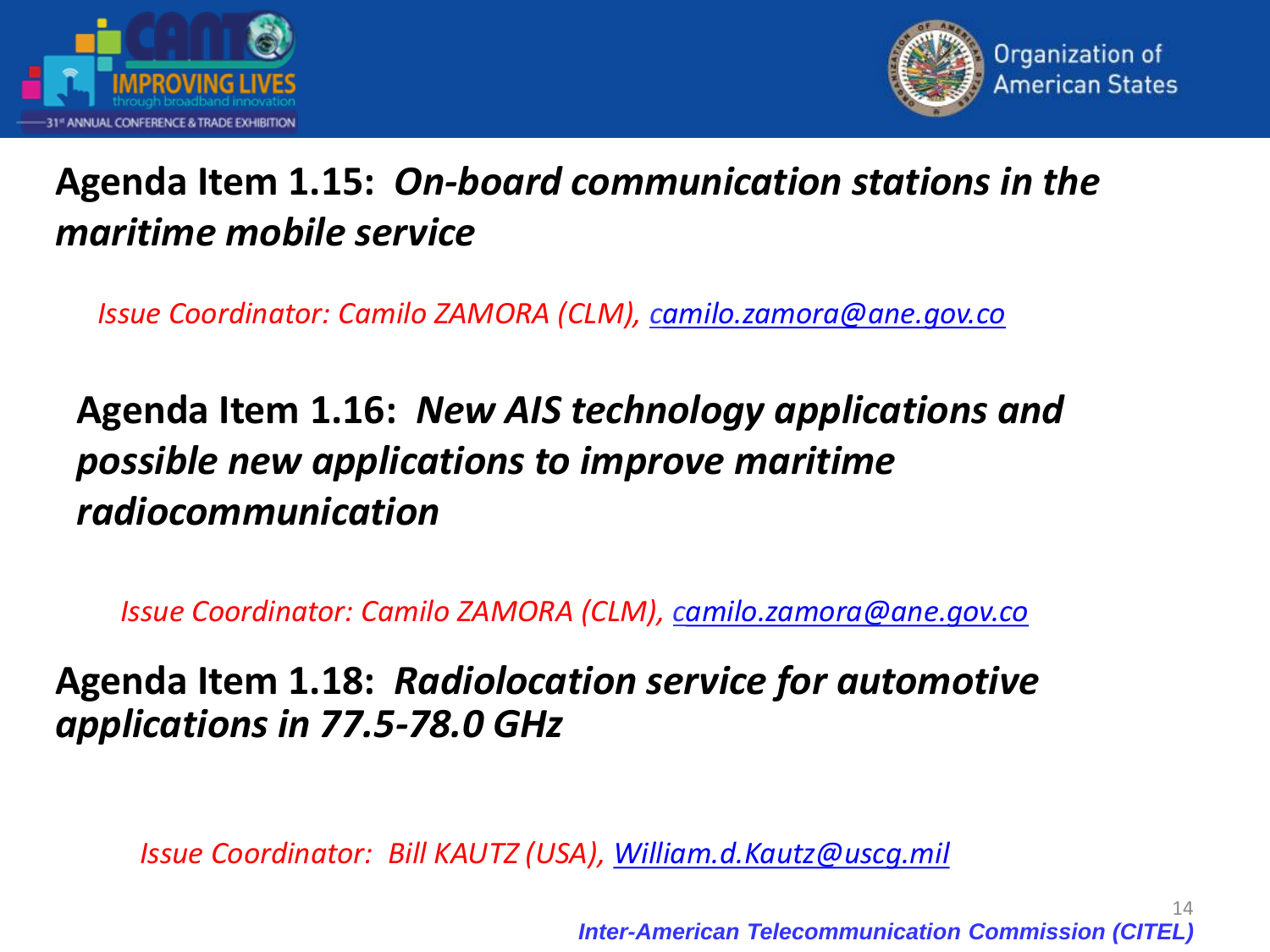## Agenda Item 1.15: *On-board communication stations in the maritime mobile service*

*Issue Coordinator: Camilo ZAMORA (CLM), camilo.zamora@ane.gov.co*

## Agenda Item 1.16: *New AIS technology applications and possible new applications to improve maritime radiocommunication*

*Issue Coordinator: Camilo ZAMORA (CLM), camilo.zamora@ane.gov.co*

## Agenda Item 1.18: *Radiolocation service for automotive applications in 77.5-78.0 GHz*

*Issue Coordinator: Bill KAUTZ (USA), William.d.Kautz@uscg.mil*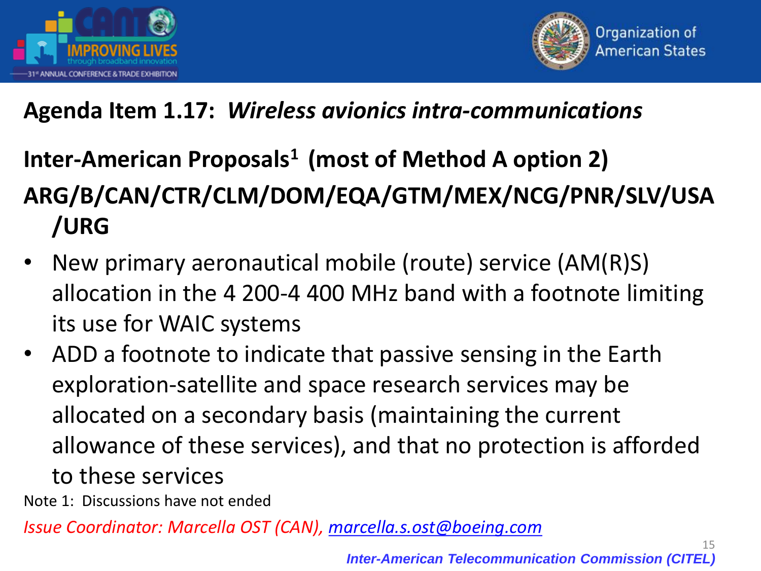## Agenda Item 1.17: *Wireless avionics intra-communications*

### Inter-American Proposals[1] (most of Method A option 2)

### ARG/B/CAN/CTR/CLM/DOM/EQA/GTM/MEX/NCG/PNR/SLV/USA/URG

- New primary aeronautical mobile (route) service (AM(R)S) allocation in the 4 200-4 400 MHz band with a footnote limiting its use for WAIC systems
- ADD a footnote to indicate that passive sensing in the Earth exploration-satellite and space research services may be allocated on a secondary basis (maintaining the current allowance of these services), and that no protection is afforded to these services

Note 1: Discussions have not ended

*Issue Coordinator: Marcella OST (CAN), marcella.s.ost@boeing.com*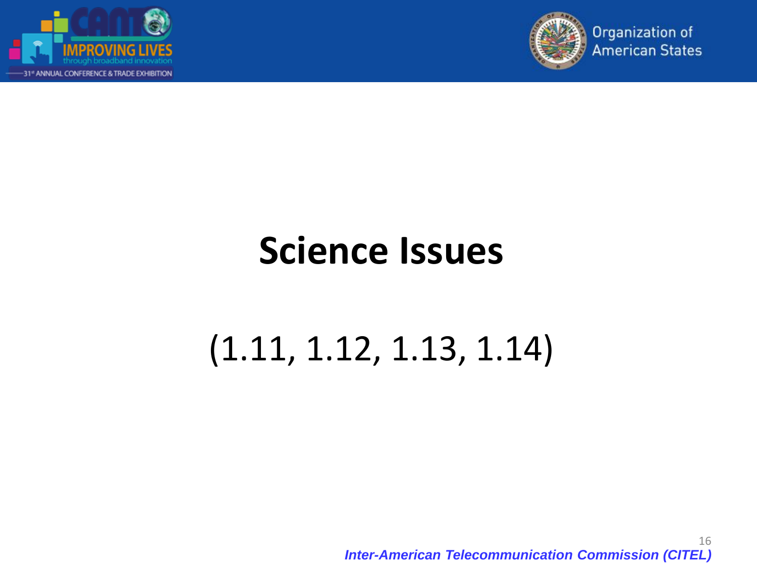# Science Issues

(1.11, 1.12, 1.13, 1.14)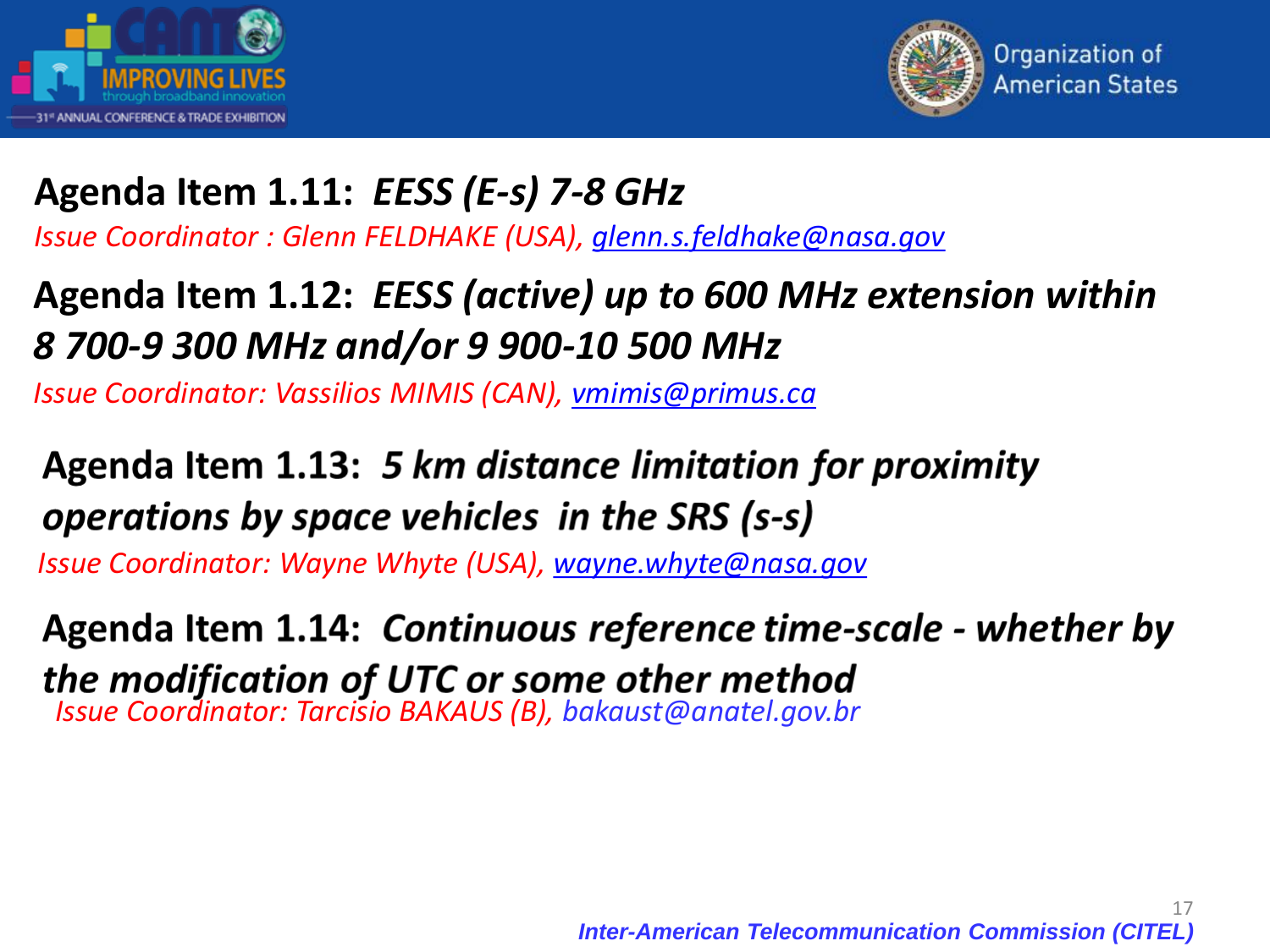## Agenda Item 1.11: *EESS (E-s) 7-8 GHz*

*Issue Coordinator : Glenn FELDHAKE (USA), glenn.s.feldhake@nasa.gov*

## Agenda Item 1.12: *EESS (active) up to 600 MHz extension within 8 700-9 300 MHz and/or 9 900-10 500 MHz*

*Issue Coordinator: Vassilios MIMIS (CAN), vmimis@primus.ca*

## Agenda Item 1.13: *5 km distance limitation for proximity operations by space vehicles in the SRS (s-s)*

*Issue Coordinator: Wayne Whyte (USA), wayne.whyte@nasa.gov*

## Agenda Item 1.14: *Continuous reference time-scale - whether by the modification of UTC or some other method*

*Issue Coordinator: Tarcisio BAKAUS (B), bakaust@anatel.gov.br*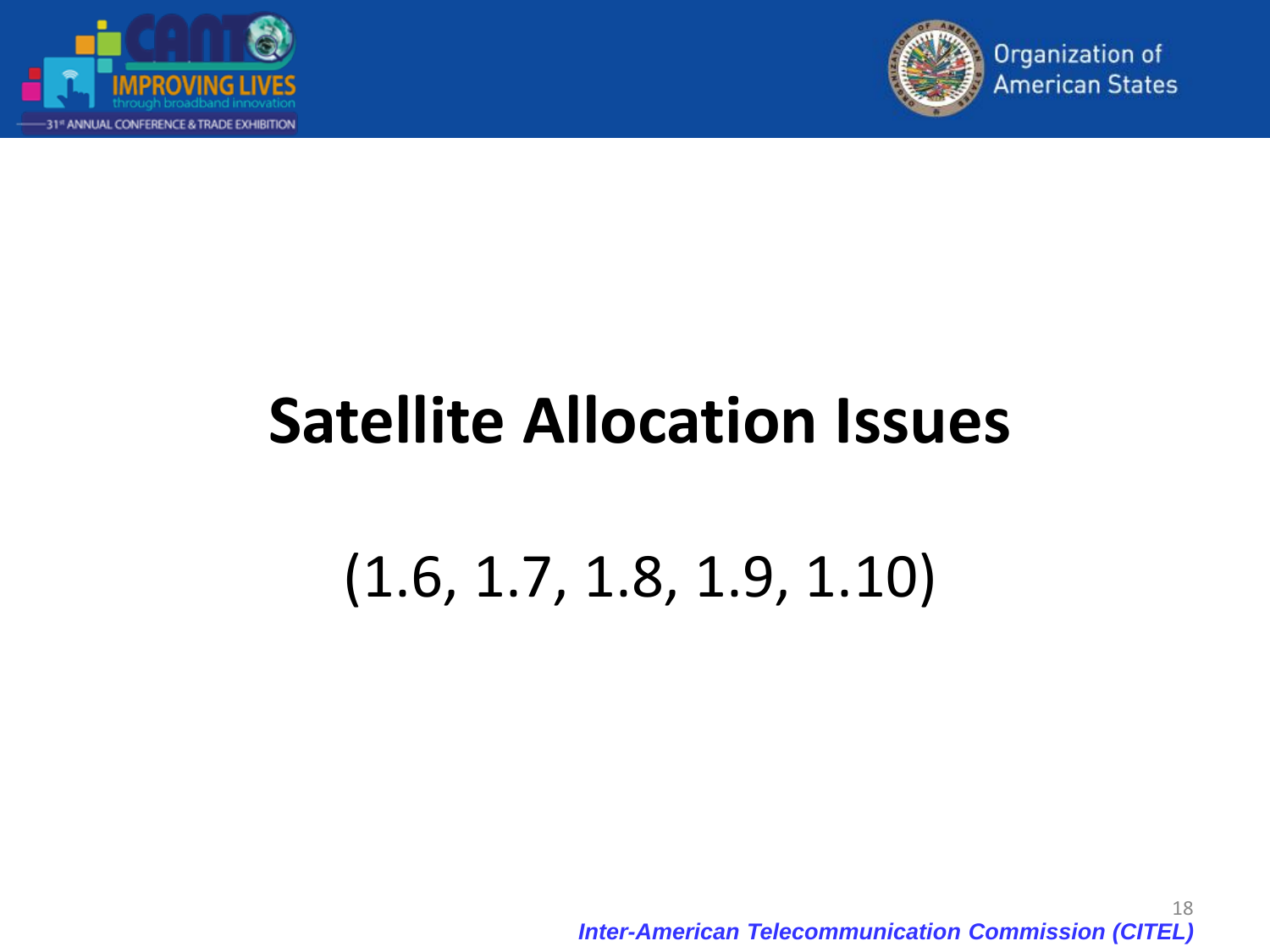# Satellite Allocation Issues

(1.6, 1.7, 1.8, 1.9, 1.10)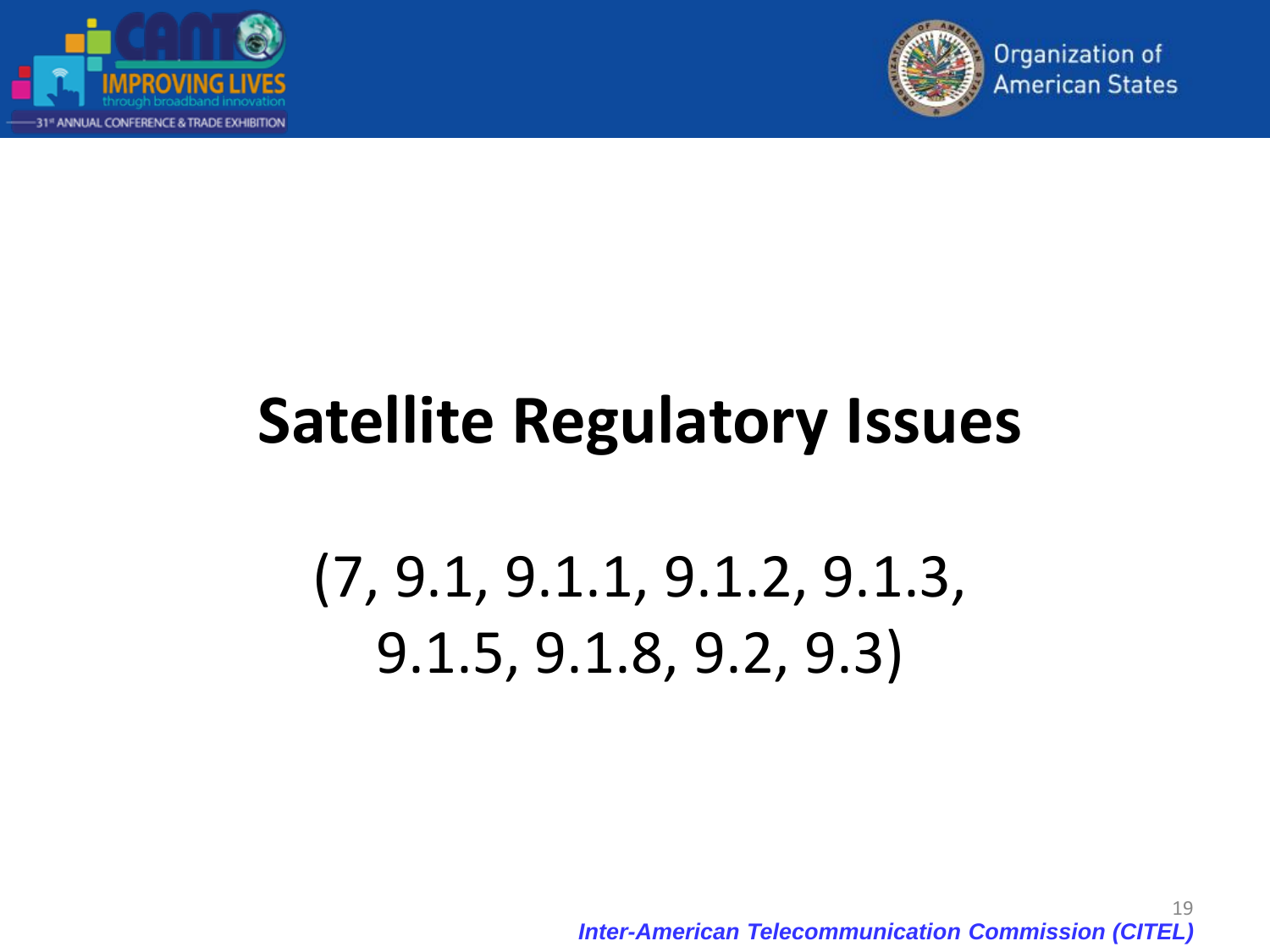# Satellite Regulatory Issues

(7, 9.1, 9.1.1, 9.1.2, 9.1.3, 9.1.5, 9.1.8, 9.2, 9.3)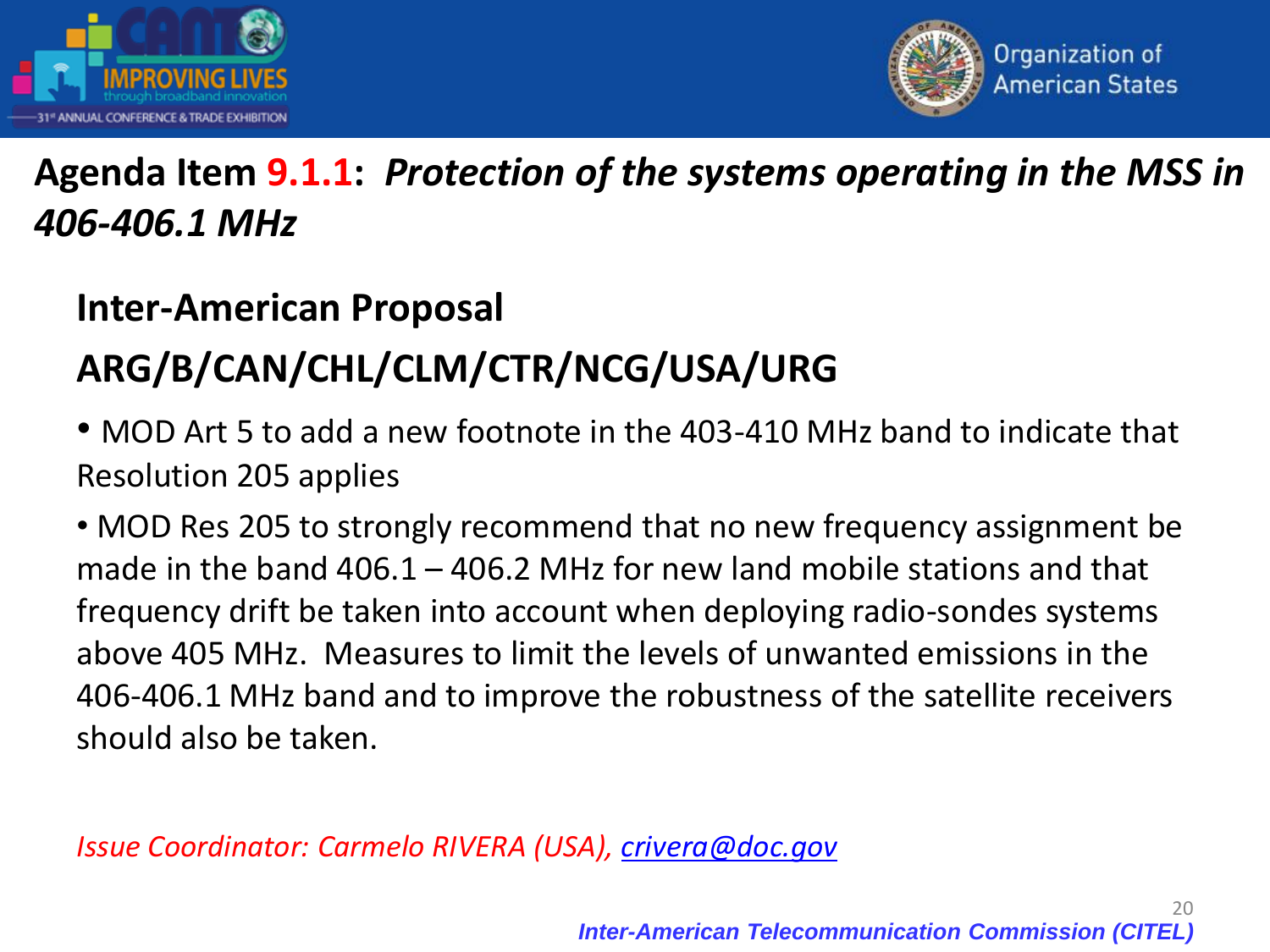## Agenda Item 9.1.1: *Protection of the systems operating in the MSS in 406-406.1 MHz*

### Inter-American Proposal

### ARG/B/CAN/CHL/CLM/CTR/NCG/USA/URG

- MOD Art 5 to add a new footnote in the 403-410 MHz band to indicate that Resolution 205 applies
- MOD Res 205 to strongly recommend that no new frequency assignment be made in the band 406.1 – 406.2 MHz for new land mobile stations and that frequency drift be taken into account when deploying radio-sondes systems above 405 MHz. Measures to limit the levels of unwanted emissions in the 406-406.1 MHz band and to improve the robustness of the satellite receivers should also be taken.

*Issue Coordinator: Carmelo RIVERA (USA), crivera@doc.gov*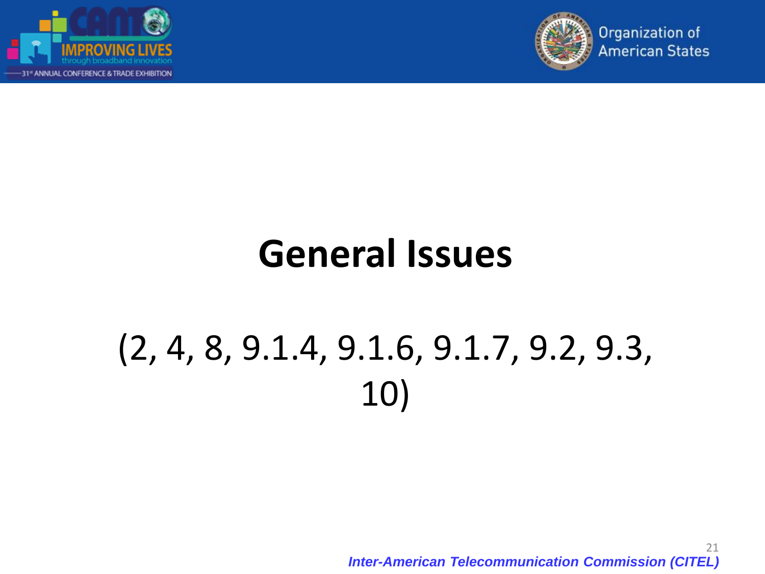# General Issues

(2, 4, 8, 9.1.4, 9.1.6, 9.1.7, 9.2, 9.3, 10)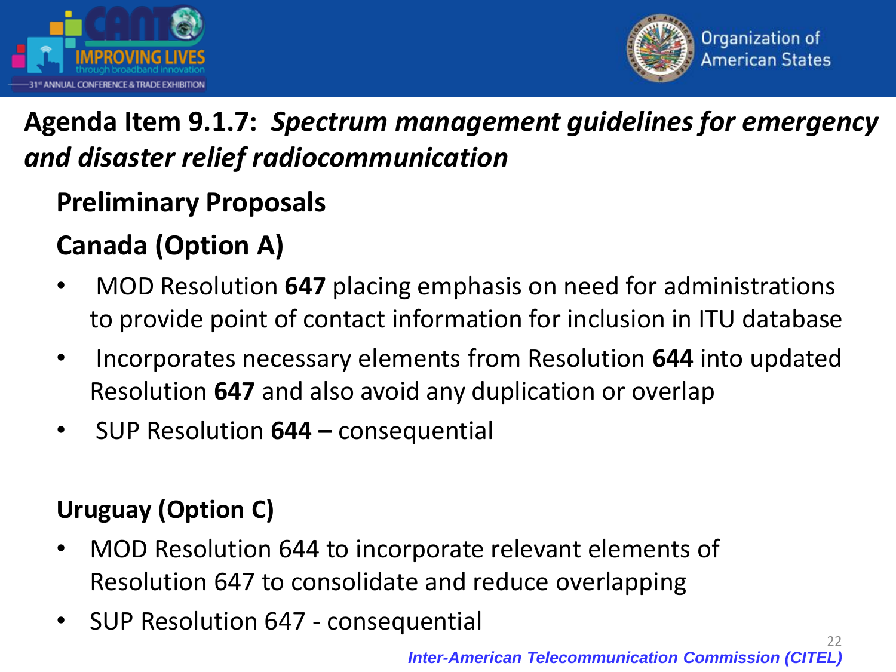## Agenda Item 9.1.7: *Spectrum management guidelines for emergency and disaster relief radiocommunication*

### Preliminary Proposals

### Canada (Option A)

- MOD Resolution **647** placing emphasis on need for administrations to provide point of contact information for inclusion in ITU database
- Incorporates necessary elements from Resolution **644** into updated Resolution **647** and also avoid any duplication or overlap
- SUP Resolution **644 –** consequential

### Uruguay (Option C)

- MOD Resolution 644 to incorporate relevant elements of Resolution 647 to consolidate and reduce overlapping
- SUP Resolution 647 - consequential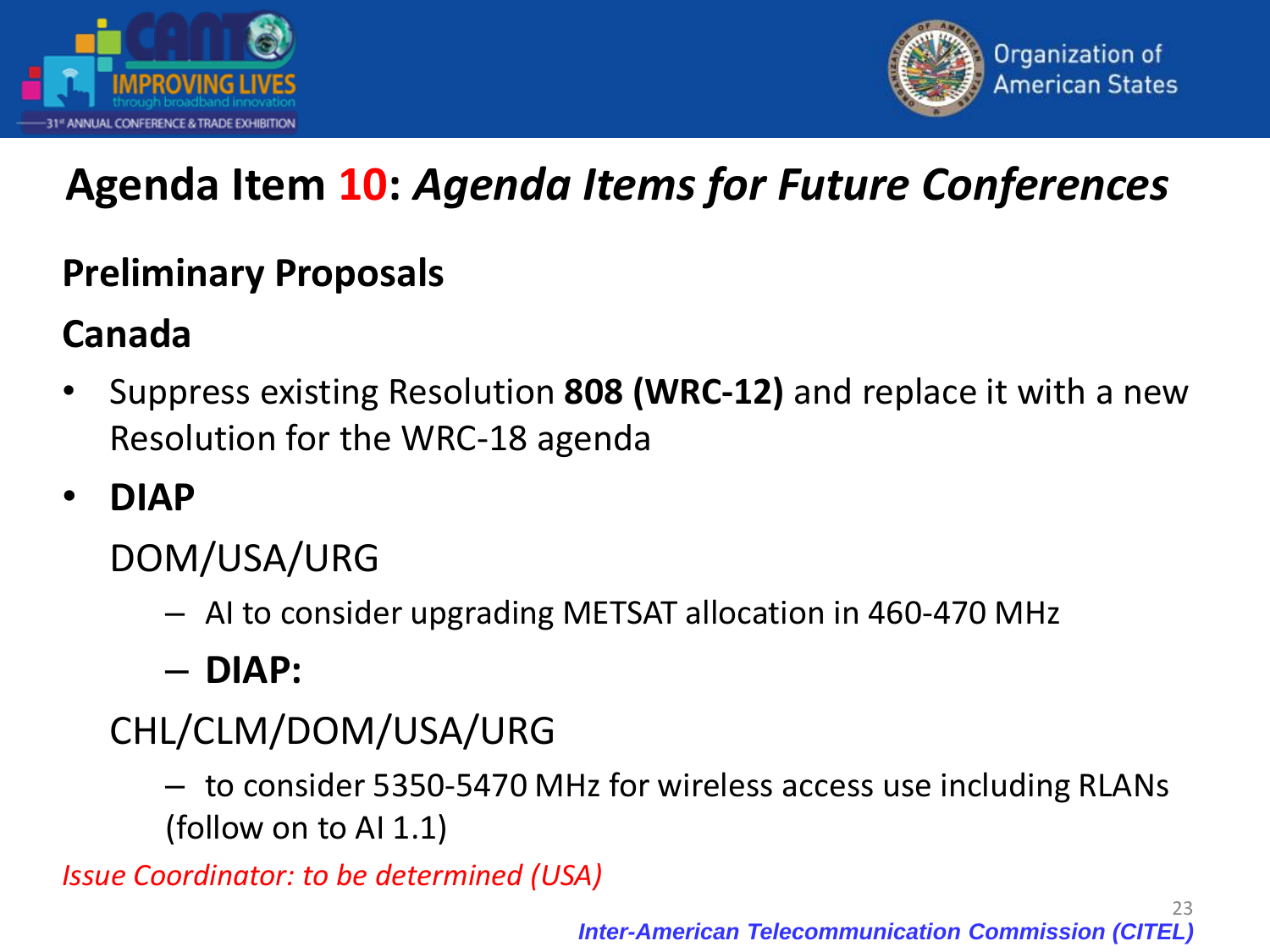# Agenda Item 10: *Agenda Items for Future Conferences*

## Preliminary Proposals

### Canada

- Suppress existing Resolution **808 (WRC-12)** and replace it with a new Resolution for the WRC-18 agenda
- **DIAP**

  DOM/USA/URG

  - AI to consider upgrading METSAT allocation in 460-470 MHz
  - **DIAP:**

  CHL/CLM/DOM/USA/URG

  - to consider 5350-5470 MHz for wireless access use including RLANs (follow on to AI 1.1)

*Issue Coordinator: to be determined (USA)*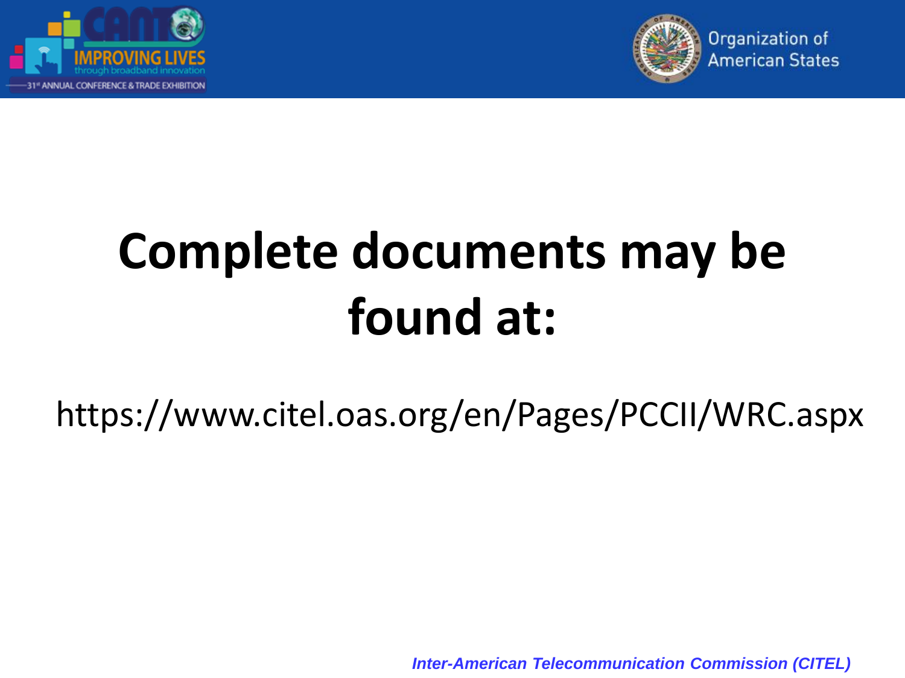# Complete documents may be found at:

https://www.citel.oas.org/en/Pages/PCCII/WRC.aspx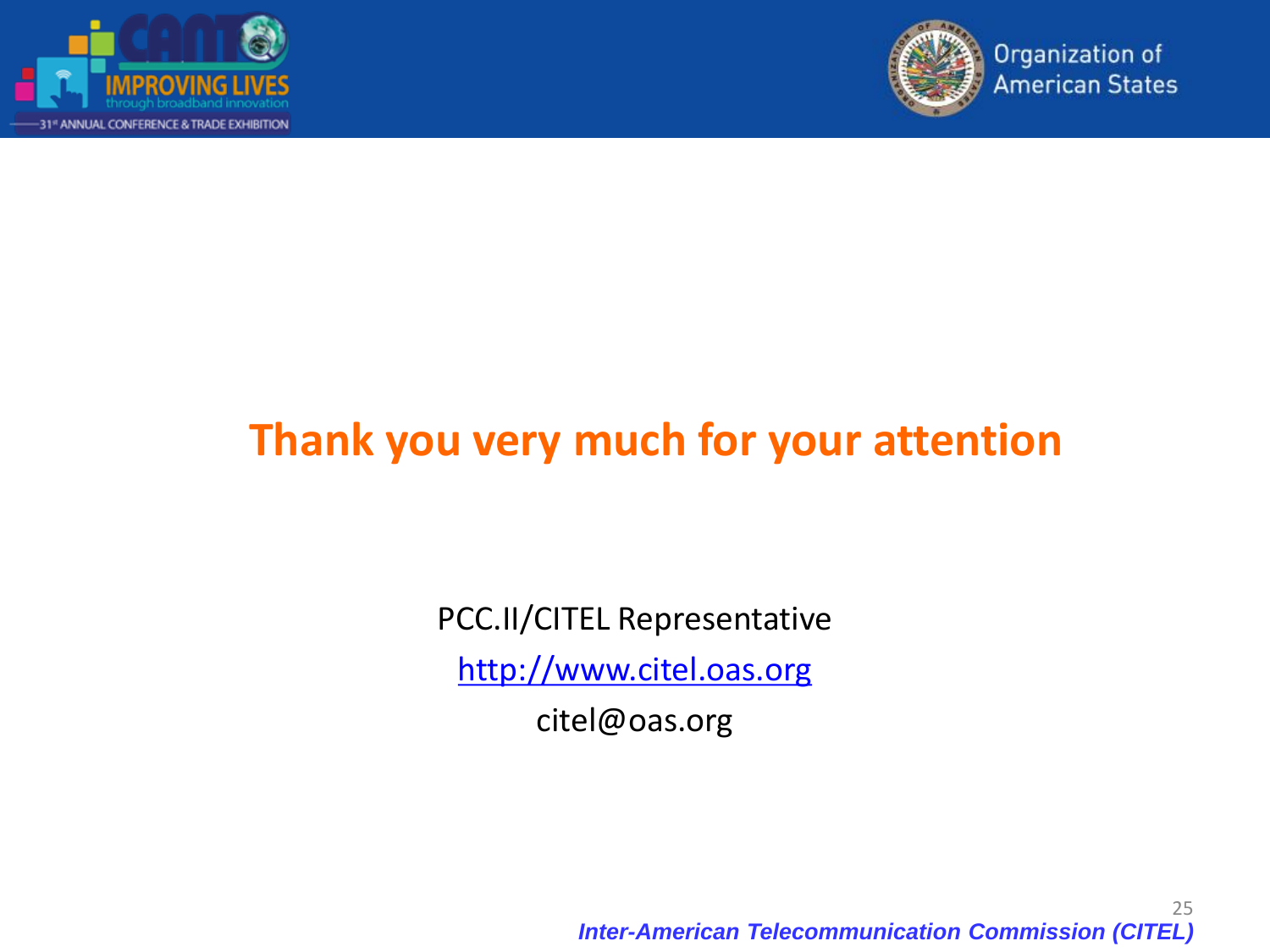## Thank you very much for your attention

PCC.II/CITEL Representative

http://www.citel.oas.org

citel@oas.org